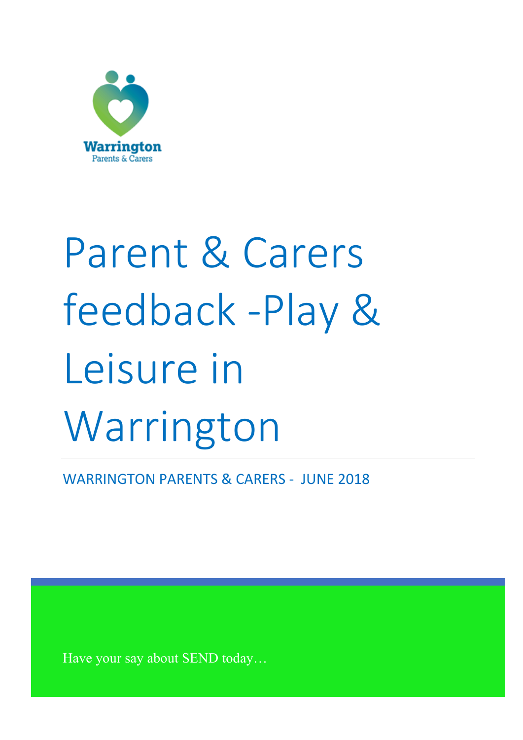Warrington
Parents & Carers

# Parent & Carers feedback -Play & Leisure in Warrington

WARRINGTON PARENTS & CARERS - JUNE 2018

Have your say about SEND today…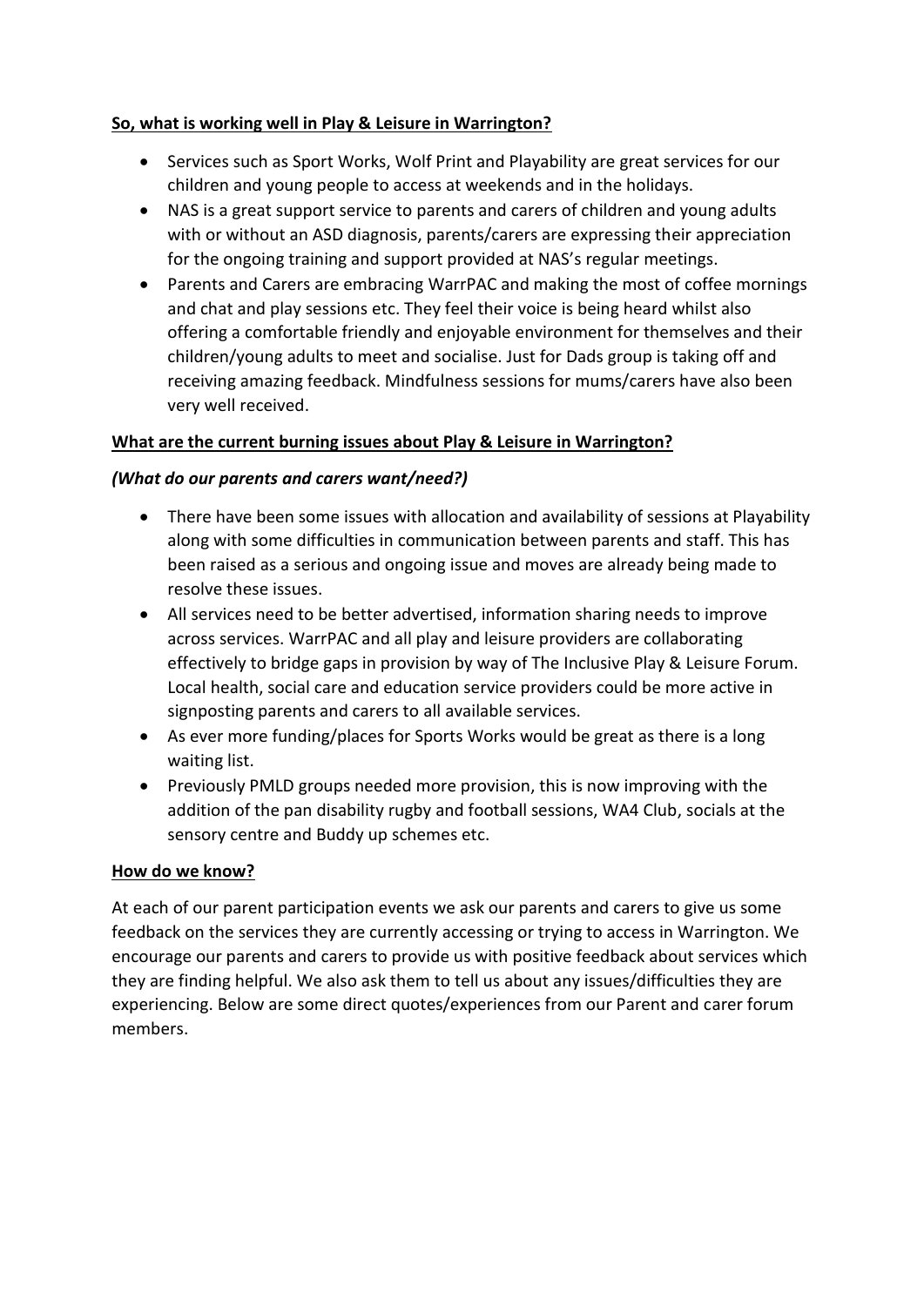**So, what is working well in Play & Leisure in Warrington?**

- Services such as Sport Works, Wolf Print and Playability are great services for our children and young people to access at weekends and in the holidays.
- NAS is a great support service to parents and carers of children and young adults with or without an ASD diagnosis, parents/carers are expressing their appreciation for the ongoing training and support provided at NAS's regular meetings.
- Parents and Carers are embracing WarrPAC and making the most of coffee mornings and chat and play sessions etc. They feel their voice is being heard whilst also offering a comfortable friendly and enjoyable environment for themselves and their children/young adults to meet and socialise. Just for Dads group is taking off and receiving amazing feedback. Mindfulness sessions for mums/carers have also been very well received.

**What are the current burning issues about Play & Leisure in Warrington?**

***(What do our parents and carers want/need?)***

- There have been some issues with allocation and availability of sessions at Playability along with some difficulties in communication between parents and staff. This has been raised as a serious and ongoing issue and moves are already being made to resolve these issues.
- All services need to be better advertised, information sharing needs to improve across services. WarrPAC and all play and leisure providers are collaborating effectively to bridge gaps in provision by way of The Inclusive Play & Leisure Forum. Local health, social care and education service providers could be more active in signposting parents and carers to all available services.
- As ever more funding/places for Sports Works would be great as there is a long waiting list.
- Previously PMLD groups needed more provision, this is now improving with the addition of the pan disability rugby and football sessions, WA4 Club, socials at the sensory centre and Buddy up schemes etc.

**How do we know?**

At each of our parent participation events we ask our parents and carers to give us some feedback on the services they are currently accessing or trying to access in Warrington. We encourage our parents and carers to provide us with positive feedback about services which they are finding helpful. We also ask them to tell us about any issues/difficulties they are experiencing. Below are some direct quotes/experiences from our Parent and carer forum members.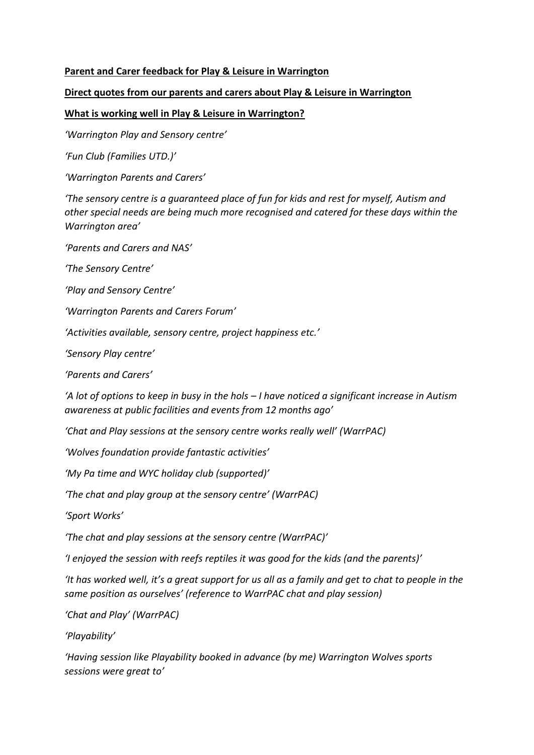**Parent and Carer feedback for Play & Leisure in Warrington**

**Direct quotes from our parents and carers about Play & Leisure in Warrington**

**What is working well in Play & Leisure in Warrington?**

*'Warrington Play and Sensory centre'*

*'Fun Club (Families UTD.)'*

*'Warrington Parents and Carers'*

*'The sensory centre is a guaranteed place of fun for kids and rest for myself, Autism and other special needs are being much more recognised and catered for these days within the Warrington area'*

*'Parents and Carers and NAS'*

*'The Sensory Centre'*

*'Play and Sensory Centre'*

*'Warrington Parents and Carers Forum'*

*'Activities available, sensory centre, project happiness etc.'*

*'Sensory Play centre'*

*'Parents and Carers'*

*'A lot of options to keep in busy in the hols – I have noticed a significant increase in Autism awareness at public facilities and events from 12 months ago'*

*'Chat and Play sessions at the sensory centre works really well' (WarrPAC)*

*'Wolves foundation provide fantastic activities'*

*'My Pa time and WYC holiday club (supported)'*

*'The chat and play group at the sensory centre' (WarrPAC)*

*'Sport Works'*

*'The chat and play sessions at the sensory centre (WarrPAC)'*

*'I enjoyed the session with reefs reptiles it was good for the kids (and the parents)'*

*'It has worked well, it's a great support for us all as a family and get to chat to people in the same position as ourselves' (reference to WarrPAC chat and play session)*

*'Chat and Play' (WarrPAC)*

*'Playability'*

*'Having session like Playability booked in advance (by me) Warrington Wolves sports sessions were great to'*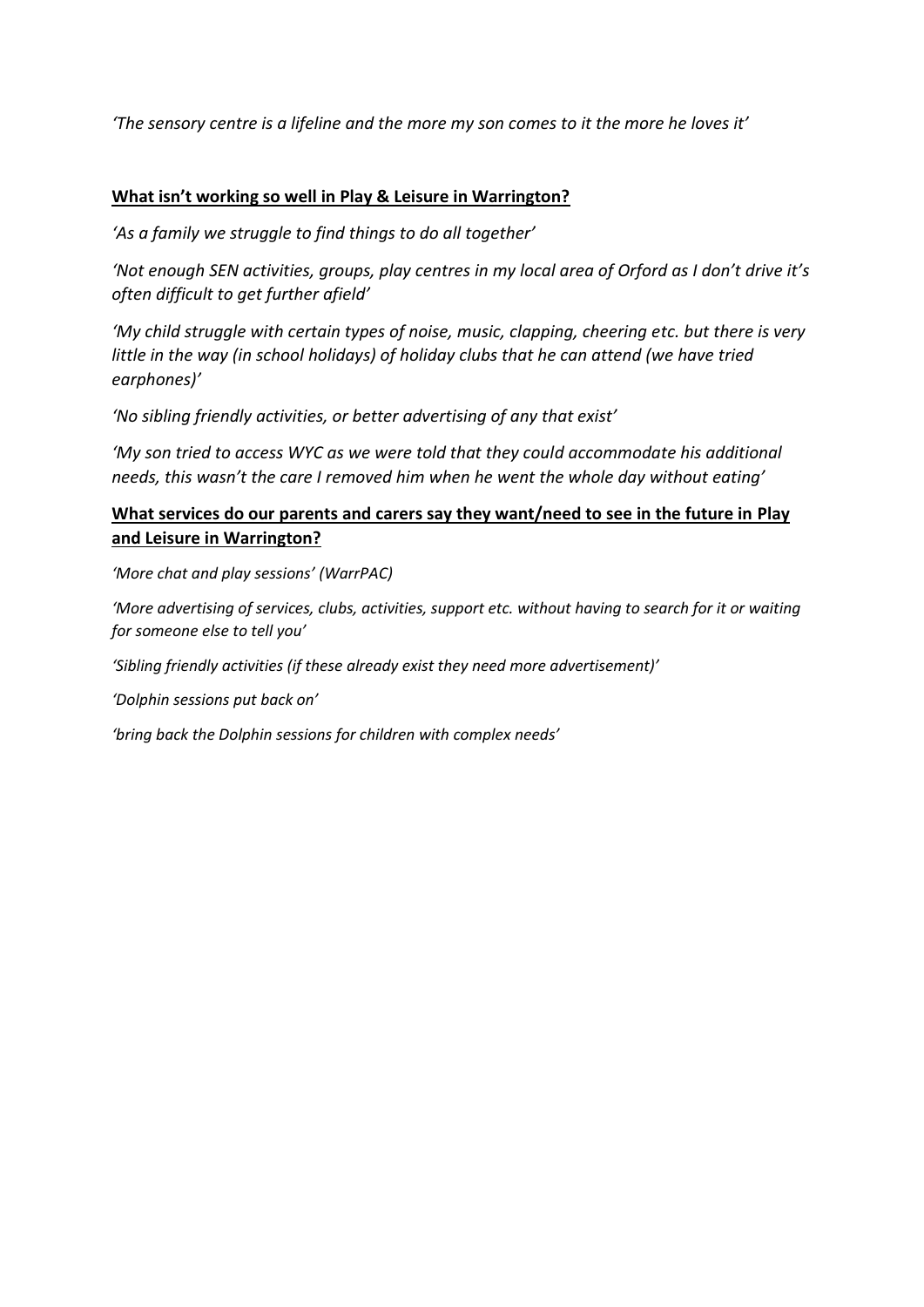*'The sensory centre is a lifeline and the more my son comes to it the more he loves it'*

**What isn't working so well in Play & Leisure in Warrington?**

*'As a family we struggle to find things to do all together'*

*'Not enough SEN activities, groups, play centres in my local area of Orford as I don't drive it's often difficult to get further afield'*

*'My child struggle with certain types of noise, music, clapping, cheering etc. but there is very little in the way (in school holidays) of holiday clubs that he can attend (we have tried earphones)'*

*'No sibling friendly activities, or better advertising of any that exist'*

*'My son tried to access WYC as we were told that they could accommodate his additional needs, this wasn't the care I removed him when he went the whole day without eating'*

**What services do our parents and carers say they want/need to see in the future in Play and Leisure in Warrington?**

*'More chat and play sessions' (WarrPAC)*

*'More advertising of services, clubs, activities, support etc. without having to search for it or waiting for someone else to tell you'*

*'Sibling friendly activities (if these already exist they need more advertisement)'*

*'Dolphin sessions put back on'*

*'bring back the Dolphin sessions for children with complex needs'*